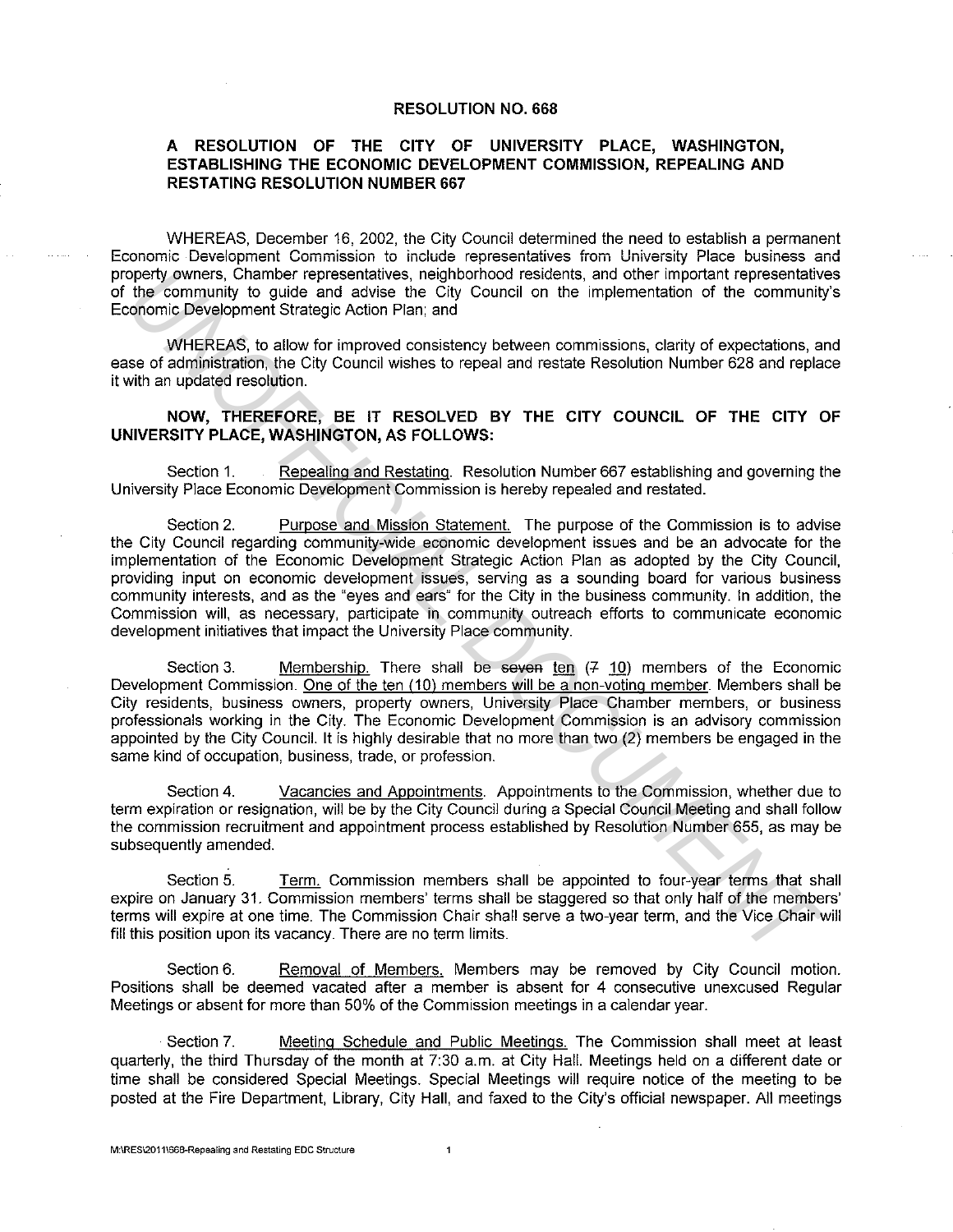**RESOLUTION NO. 668**

**A RESOLUTION OF THE CITY OF UNIVERSITY PLACE, WASHINGTON, ESTABLISHING THE ECONOMIC DEVELOPMENT COMMISSION, REPEALING AND RESTATING RESOLUTION NUMBER 667**

WHEREAS, December 16, 2002, the City Council determined the need to establish a permanent Economic Development Commission to include representatives from University Place business and property owners, Chamber representatives, neighborhood residents, and other important representatives of the community to guide and advise the City Council on the implementation of the community's Economic Development Strategic Action Plan; and

WHEREAS, to allow for improved consistency between commissions, clarity of expectations, and ease of administration, the City Council wishes to repeal and restate Resolution Number 628 and replace it with an updated resolution.

**NOW, THEREFORE, BE IT RESOLVED BY THE CITY COUNCIL OF THE CITY OF UNIVERSITY PLACE, WASHINGTON, AS FOLLOWS:**

Section 1. <u>Repealing and Restating</u>. Resolution Number 667 establishing and governing the University Place Economic Development Commission is hereby repealed and restated.

Section 2. <u>Purpose and Mission Statement.</u> The purpose of the Commission is to advise the City Council regarding community-wide economic development issues and be an advocate for the implementation of the Economic Development Strategic Action Plan as adopted by the City Council, providing input on economic development issues, serving as a sounding board for various business community interests, and as the "eyes and ears" for the City in the business community. In addition, the Commission will, as necessary, participate in community outreach efforts to communicate economic development initiatives that impact the University Place community.

Section 3. <u>Membership.</u> There shall be ~~seven~~ <u>ten</u> (~~7~~ <u>10</u>) members of the Economic Development Commission. <u>One of the ten (10) members will be a non-voting member.</u> Members shall be City residents, business owners, property owners, University Place Chamber members, or business professionals working in the City. The Economic Development Commission is an advisory commission appointed by the City Council. It is highly desirable that no more than two (2) members be engaged in the same kind of occupation, business, trade, or profession.

Section 4. <u>Vacancies and Appointments</u>. Appointments to the Commission, whether due to term expiration or resignation, will be by the City Council during a Special Council Meeting and shall follow the commission recruitment and appointment process established by Resolution Number 655, as may be subsequently amended.

Section 5. <u>Term.</u> Commission members shall be appointed to four-year terms that shall expire on January 31. Commission members' terms shall be staggered so that only half of the members' terms will expire at one time. The Commission Chair shall serve a two-year term, and the Vice Chair will fill this position upon its vacancy. There are no term limits.

Section 6. <u>Removal of Members.</u> Members may be removed by City Council motion. Positions shall be deemed vacated after a member is absent for 4 consecutive unexcused Regular Meetings or absent for more than 50% of the Commission meetings in a calendar year.

Section 7. <u>Meeting Schedule and Public Meetings.</u> The Commission shall meet at least quarterly, the third Thursday of the month at 7:30 a.m. at City Hall. Meetings held on a different date or time shall be considered Special Meetings. Special Meetings will require notice of the meeting to be posted at the Fire Department, Library, City Hall, and faxed to the City's official newspaper. All meetings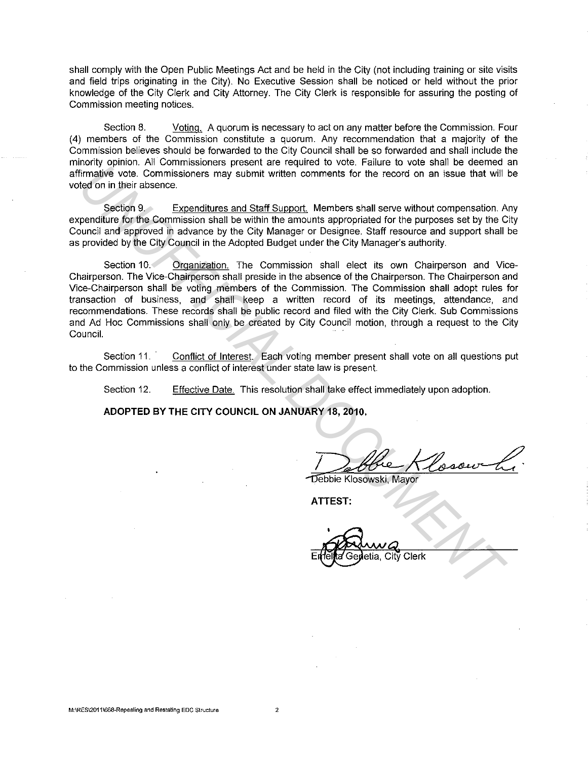shall comply with the Open Public Meetings Act and be held in the City (not including training or site visits and field trips originating in the City). No Executive Session shall be noticed or held without the prior knowledge of the City Clerk and City Attorney. The City Clerk is responsible for assuring the posting of Commission meeting notices.

Section 8. Voting. A quorum is necessary to act on any matter before the Commission. Four (4) members of the Commission constitute a quorum. Any recommendation that a majority of the Commission believes should be forwarded to the City Council shall be so forwarded and shall include the minority opinion. All Commissioners present are required to vote. Failure to vote shall be deemed an affirmative vote. Commissioners may submit written comments for the record on an issue that will be voted on in their absence.

Section 9. Expenditures and Staff Support. Members shall serve without compensation. Any expenditure for the Commission shall be within the amounts appropriated for the purposes set by the City Council and approved in advance by the City Manager or Designee. Staff resource and support shall be as provided by the City Council in the Adopted Budget under the City Manager's authority.

Section 10. Organization. The Commission shall elect its own Chairperson and Vice-Chairperson. The Vice-Chairperson shall preside in the absence of the Chairperson. The Chairperson and Vice-Chairperson shall be voting members of the Commission. The Commission shall adopt rules for transaction of business, and shall keep a written record of its meetings, attendance, and recommendations. These records shall be public record and filed with the City Clerk. Sub Commissions and Ad Hoc Commissions shall only be created by City Council motion, through a request to the City Council.

Section 11. Conflict of Interest. Each voting member present shall vote on all questions put to the Commission unless a conflict of interest under state law is present.

Section 12. Effective Date. This resolution shall take effect immediately upon adoption.

**ADOPTED BY THE CITY COUNCIL ON JANUARY 18, 2010.**

Debbie Klosowski, Mayor

**ATTEST:**

Ermelita Genetia, City Clerk

M:\RES\2011\668-Repealing and Restating EDC Structure